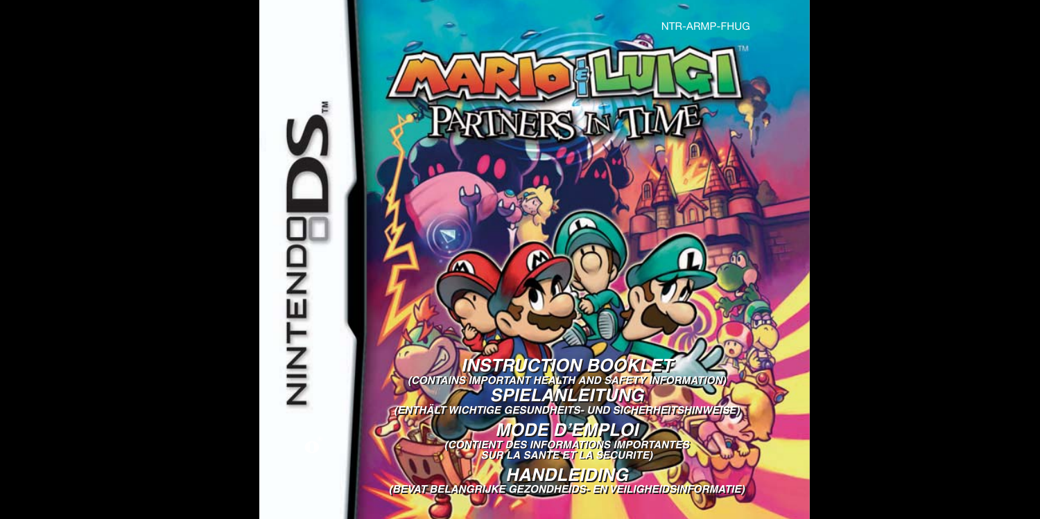NTR-ARMP-FHUG

NINTENDO DS™

# MARIO & LUIGI™
## PARTNERS IN TIME

**INSTRUCTION BOOKLET**
*(CONTAINS IMPORTANT HEALTH AND SAFETY INFORMATION)*

**SPIELANLEITUNG**
*(ENTHÄLT WICHTIGE GESUNDHEITS- UND SICHERHEITSHINWEISE)*

**MODE D'EMPLOI**
*(CONTIENT DES INFORMATIONS IMPORTANTES SUR LA SANTE ET LA SECURITE)*

**HANDLEIDING**
*(BEVAT BELANGRIJKE GEZONDHEIDS- EN VEILIGHEIDSINFORMATIE)*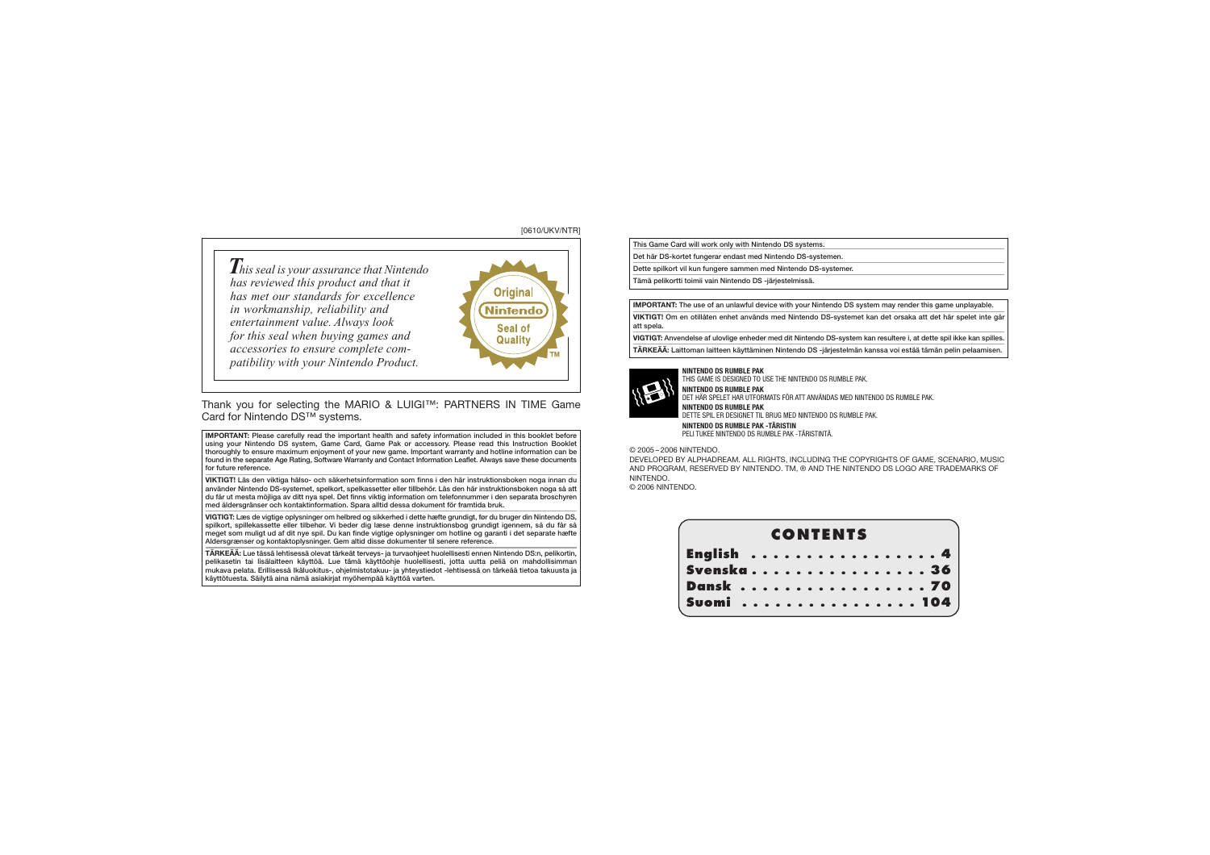[0610/UKV/NTR]

*This seal is your assurance that Nintendo has reviewed this product and that it has met our standards for excellence in workmanship, reliability and entertainment value. Always look for this seal when buying games and accessories to ensure complete compatibility with your Nintendo Product.*

Original Nintendo Seal of Quality TM

Thank you for selecting the MARIO & LUIGI™: PARTNERS IN TIME Game Card for Nintendo DS™ systems.

**IMPORTANT:** Please carefully read the important health and safety information included in this booklet before using your Nintendo DS system, Game Card, Game Pak or accessory. Please read this Instruction Booklet thoroughly to ensure maximum enjoyment of your new game. Important warranty and hotline information can be found in the separate Age Rating, Software Warranty and Contact Information Leaflet. Always save these documents for future reference.

**VIKTIGT!** Läs den viktiga hälso- och säkerhetsinformation som finns i den här instruktionsboken noga innan du använder Nintendo DS-systemet, spelkort, spelkassetter eller tillbehör. Läs den här instruktionsboken noga så att du får ut mesta möjliga av ditt nya spel. Det finns viktig information om telefonnummer i den separata broschyren med åldersgränser och kontaktinformation. Spara alltid dessa dokument för framtida bruk.

**VIGTIGT:** Læs de vigtige oplysninger om helbred og sikkerhed i dette hæfte grundigt, før du bruger din Nintendo DS, spilkort, spillekassette eller tilbehør. Vi beder dig læse denne instruktionsbog grundigt igennem, så du får så meget som muligt ud af dit nye spil. Du kan finde vigtige oplysninger om hotline og garanti i det separate hæfte Aldersgrænser og kontaktoplysninger. Gem altid disse dokumenter til senere reference.

**TÄRKEÄÄ:** Lue tässä lehtisessä olevat tärkeät terveys- ja turvaohjeet huolellisesti ennen Nintendo DS:n, pelikortin, pelikasetin tai lisälaitteen käyttöä. Lue tämä käyttöohje huolellisesti, jotta uutta peliä on mahdollisimman mukava pelata. Erillisessä Ikäluokitus-, ohjelmistotakuu- ja yhteystiedot -lehtisessä on tärkeää tietoa takuusta ja käyttötuesta. Säilytä aina nämä asiakirjat myöhempää käyttöä varten.

This Game Card will work only with Nintendo DS systems.

Det här DS-kortet fungerar endast med Nintendo DS-systemen.

Dette spilkort vil kun fungere sammen med Nintendo DS-systemer.

Tämä pelikortti toimii vain Nintendo DS -järjestelmissä.

**IMPORTANT:** The use of an unlawful device with your Nintendo DS system may render this game unplayable.

**VIKTIGT!** Om en otillåten enhet används med Nintendo DS-systemet kan det orsaka att det här spelet inte går att spela.

**VIGTIGT:** Anvendelse af ulovlige enheder med dit Nintendo DS-system kan resultere i, at dette spil ikke kan spilles.

**TÄRKEÄÄ:** Laittoman laitteen käyttäminen Nintendo DS -järjestelmän kanssa voi estää tämän pelin pelaamisen.

**NINTENDO DS RUMBLE PAK**
THIS GAME IS DESIGNED TO USE THE NINTENDO DS RUMBLE PAK.

**NINTENDO DS RUMBLE PAK**
DET HÄR SPELET HAR UTFORMATS FÖR ATT ANVÄNDAS MED NINTENDO DS RUMBLE PAK.

**NINTENDO DS RUMBLE PAK**
DETTE SPIL ER DESIGNET TIL BRUG MED NINTENDO DS RUMBLE PAK.

**NINTENDO DS RUMBLE PAK -TÄRISTIN**
PELI TUKEE NINTENDO DS RUMBLE PAK -TÄRISTINTÄ.

© 2005 – 2006 NINTENDO.
DEVELOPED BY ALPHADREAM. ALL RIGHTS, INCLUDING THE COPYRIGHTS OF GAME, SCENARIO, MUSIC AND PROGRAM, RESERVED BY NINTENDO. TM, ® AND THE NINTENDO DS LOGO ARE TRADEMARKS OF NINTENDO.
© 2006 NINTENDO.

## CONTENTS

- **English** . . . . . . . . . . . . . . . . 4
- **Svenska** . . . . . . . . . . . . . . . . 36
- **Dansk** . . . . . . . . . . . . . . . . 70
- **Suomi** . . . . . . . . . . . . . . . . 104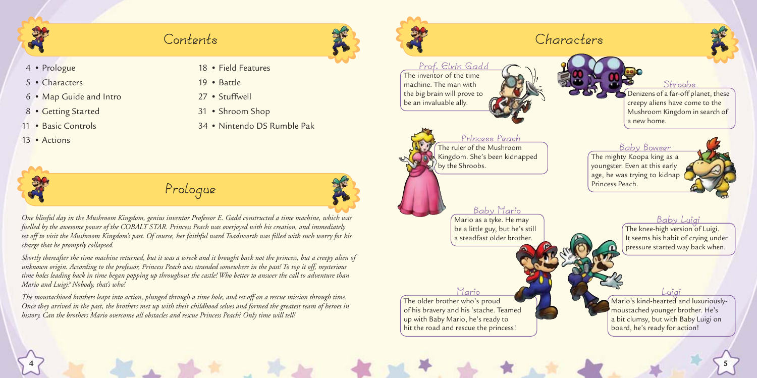# Contents

- 4 • Prologue
- 5 • Characters
- 6 • Map Guide and Intro
- 8 • Getting Started
- 11 • Basic Controls
- 13 • Actions
- 18 • Field Features
- 19 • Battle
- 27 • Stuffwell
- 31 • Shroom Shop
- 34 • Nintendo DS Rumble Pak

# Prologue

*One blissful day in the Mushroom Kingdom, genius inventor Professor E. Gadd constructed a time machine, which was fuelled by the awesome power of the COBALT STAR. Princess Peach was overjoyed with his creation, and immediately set off to visit the Mushroom Kingdom's past. Of course, her faithful ward Toadsworth was filled with such worry for his charge that he promptly collapsed.*

*Shortly thereafter the time machine returned, but it was a wreck and it brought back not the princess, but a creepy alien of unknown origin. According to the professor, Princess Peach was stranded somewhere in the past! To top it off, mysterious time holes leading back in time began popping up throughout the castle! Who better to answer the call to adventure than Mario and Luigi? Nobody, that's who!*

*The moustachioed brothers leapt into action, plunged through a time hole, and set off on a rescue mission through time. Once they arrived in the past, the brothers met up with their childhood selves and formed the greatest team of heroes in history. Can the brothers Mario overcome all obstacles and rescue Princess Peach? Only time will tell!*

# Characters

## Prof. Elvin Gadd

The inventor of the time machine. The man with the big brain will prove to be an invaluable ally.

## Shroobs

Denizens of a far-off planet, these creepy aliens have come to the Mushroom Kingdom in search of a new home.

## Princess Peach

The ruler of the Mushroom Kingdom. She's been kidnapped by the Shroobs.

## Baby Bowser

The mighty Koopa king as a youngster. Even at this early age, he was trying to kidnap Princess Peach.

## Baby Mario

Mario as a tyke. He may be a little guy, but he's still a steadfast older brother.

## Baby Luigi

The knee-high version of Luigi. It seems his habit of crying under pressure started way back when.

## Mario

The older brother who's proud of his bravery and his 'stache. Teamed up with Baby Mario, he's ready to hit the road and rescue the princess!

## Luigi

Mario's kind-hearted and luxuriously-moustached younger brother. He's a bit clumsy, but with Baby Luigi on board, he's ready for action!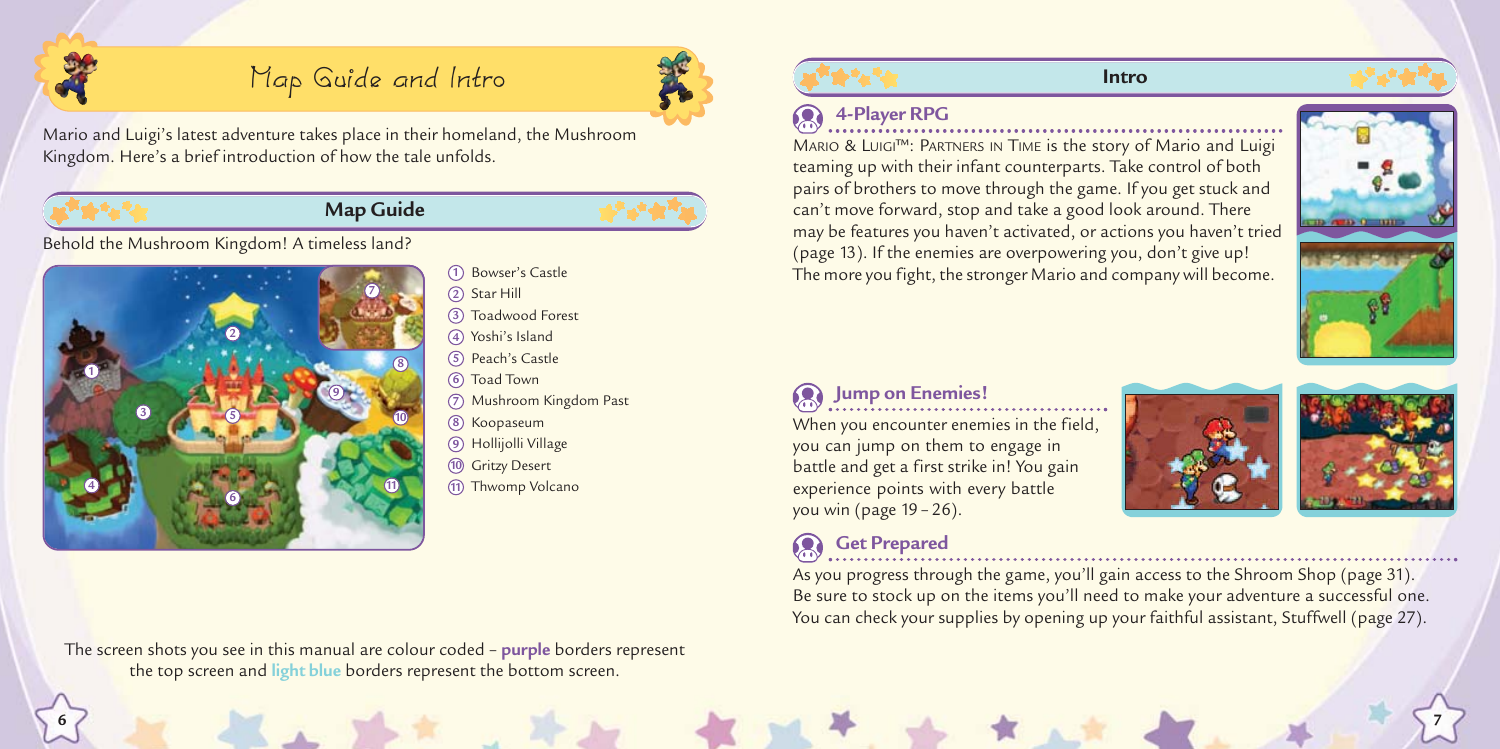# Map Guide and Intro

Mario and Luigi's latest adventure takes place in their homeland, the Mushroom Kingdom. Here's a brief introduction of how the tale unfolds.

## Map Guide

Behold the Mushroom Kingdom! A timeless land?

1. Bowser's Castle
2. Star Hill
3. Toadwood Forest
4. Yoshi's Island
5. Peach's Castle
6. Toad Town
7. Mushroom Kingdom Past
8. Koopaseum
9. Hollijolli Village
10. Gritzy Desert
11. Thwomp Volcano

The screen shots you see in this manual are colour coded – **purple** borders represent the top screen and **light blue** borders represent the bottom screen.

## Intro

### 4-Player RPG

MARIO & LUIGI™: PARTNERS IN TIME is the story of Mario and Luigi teaming up with their infant counterparts. Take control of both pairs of brothers to move through the game. If you get stuck and can't move forward, stop and take a good look around. There may be features you haven't activated, or actions you haven't tried (page 13). If the enemies are overpowering you, don't give up! The more you fight, the stronger Mario and company will become.

### Jump on Enemies!

When you encounter enemies in the field, you can jump on them to engage in battle and get a first strike in! You gain experience points with every battle you win (page 19 – 26).

### Get Prepared

As you progress through the game, you'll gain access to the Shroom Shop (page 31). Be sure to stock up on the items you'll need to make your adventure a successful one. You can check your supplies by opening up your faithful assistant, Stuffwell (page 27).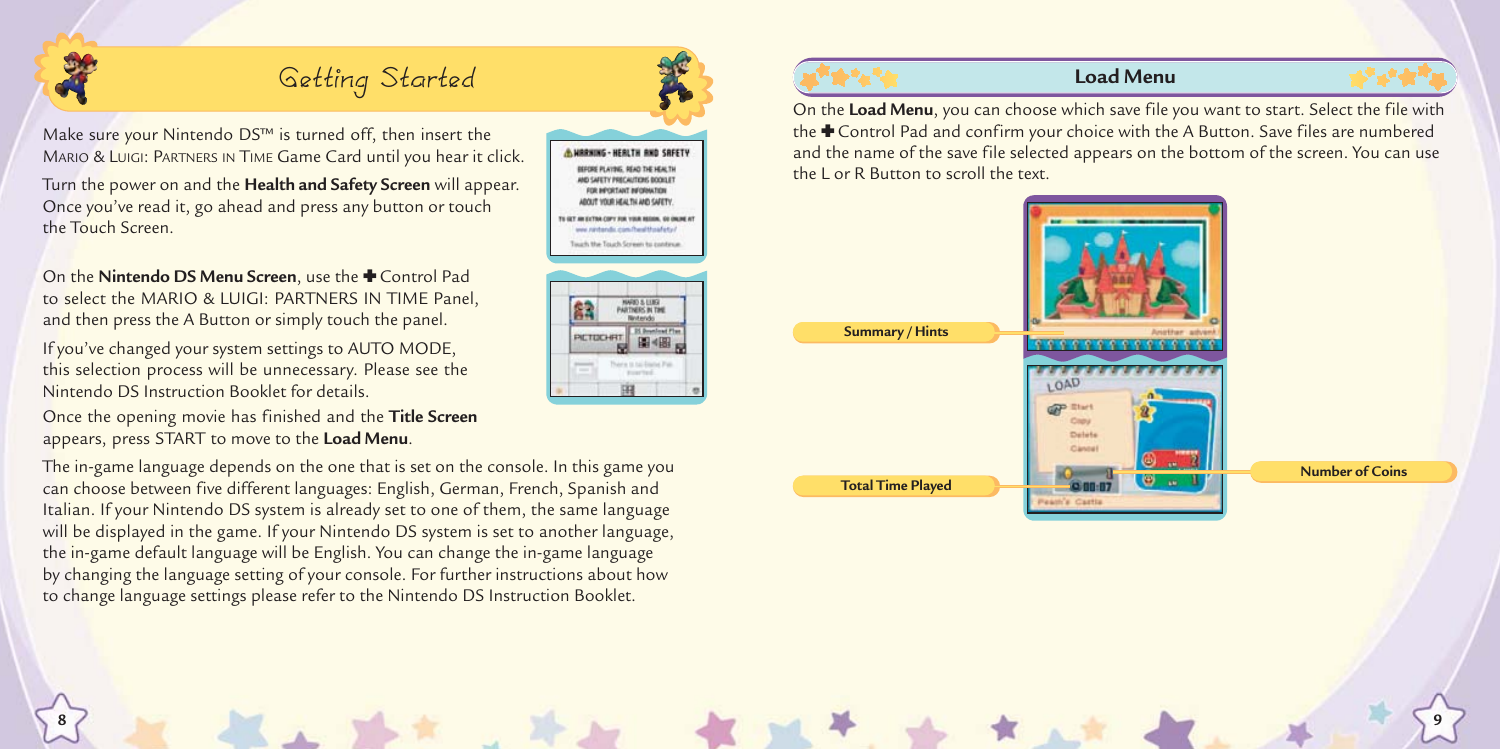## Getting Started

Make sure your Nintendo DS™ is turned off, then insert the MARIO & LUIGI: PARTNERS IN TIME Game Card until you hear it click.

Turn the power on and the **Health and Safety Screen** will appear. Once you've read it, go ahead and press any button or touch the Touch Screen.

On the **Nintendo DS Menu Screen**, use the ✚ Control Pad to select the MARIO & LUIGI: PARTNERS IN TIME Panel, and then press the A Button or simply touch the panel.

If you've changed your system settings to AUTO MODE, this selection process will be unnecessary. Please see the Nintendo DS Instruction Booklet for details.

Once the opening movie has finished and the **Title Screen** appears, press START to move to the **Load Menu**.

The in-game language depends on the one that is set on the console. In this game you can choose between five different languages: English, German, French, Spanish and Italian. If your Nintendo DS system is already set to one of them, the same language will be displayed in the game. If your Nintendo DS system is set to another language, the in-game default language will be English. You can change the in-game language by changing the language setting of your console. For further instructions about how to change language settings please refer to the Nintendo DS Instruction Booklet.

## Load Menu

On the **Load Menu**, you can choose which save file you want to start. Select the file with the ✚ Control Pad and confirm your choice with the A Button. Save files are numbered and the name of the save file selected appears on the bottom of the screen. You can use the L or R Button to scroll the text.

Summary / Hints

Total Time Played

Number of Coins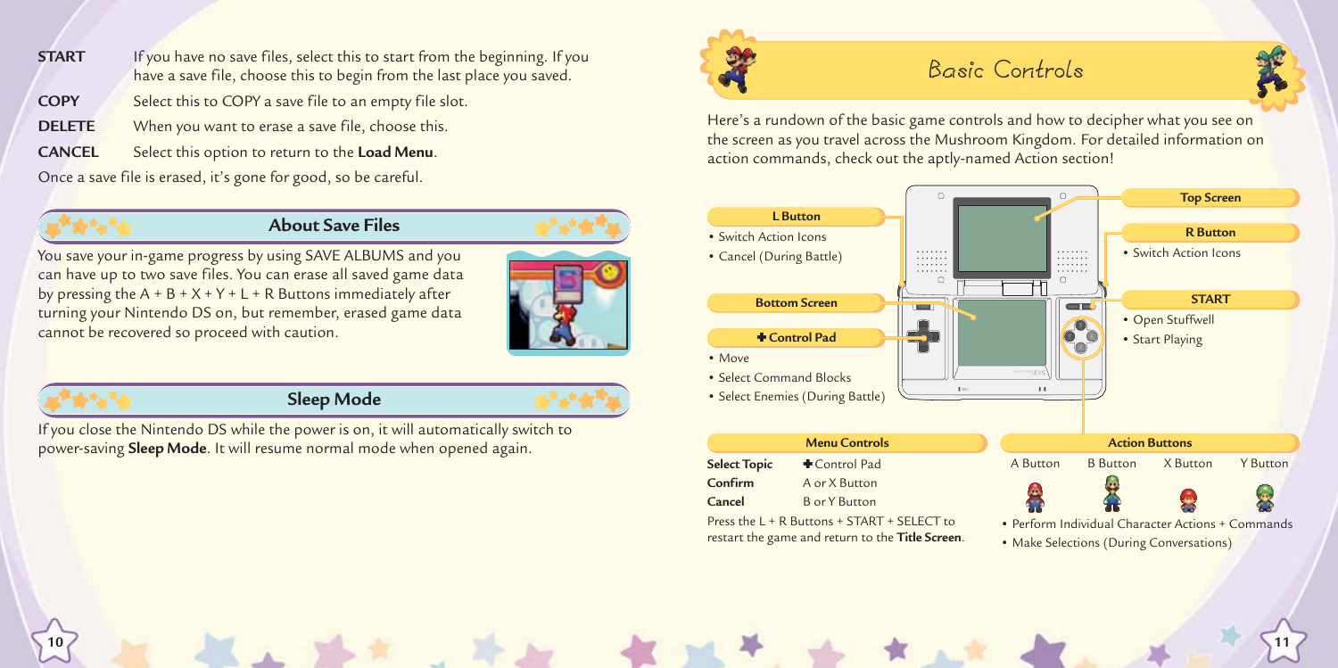| | |
|---|---|
| **START** | If you have no save files, select this to start from the beginning. If you have a save file, choose this to begin from the last place you saved. |
| **COPY** | Select this to COPY a save file to an empty file slot. |
| **DELETE** | When you want to erase a save file, choose this. |
| **CANCEL** | Select this option to return to the **Load Menu**. |

Once a save file is erased, it's gone for good, so be careful.

## About Save Files

You save your in-game progress by using SAVE ALBUMS and you can have up to two save files. You can erase all saved game data by pressing the A + B + X + Y + L + R Buttons immediately after turning your Nintendo DS on, but remember, erased game data cannot be recovered so proceed with caution.

## Sleep Mode

If you close the Nintendo DS while the power is on, it will automatically switch to power-saving **Sleep Mode**. It will resume normal mode when opened again.

# Basic Controls

Here's a rundown of the basic game controls and how to decipher what you see on the screen as you travel across the Mushroom Kingdom. For detailed information on action commands, check out the aptly-named Action section!

**L Button**
- Switch Action Icons
- Cancel (During Battle)

**Bottom Screen**

**✚ Control Pad**
- Move
- Select Command Blocks
- Select Enemies (During Battle)

**Top Screen**

**R Button**
- Switch Action Icons

**START**
- Open Stuffwell
- Start Playing

**Menu Controls**

| | |
|---|---|
| **Select Topic** | ✚ Control Pad |
| **Confirm** | A or X Button |
| **Cancel** | B or Y Button |

Press the L + R Buttons + START + SELECT to restart the game and return to the **Title Screen**.

**Action Buttons**

A Button | B Button | X Button | Y Button

- Perform Individual Character Actions + Commands
- Make Selections (During Conversations)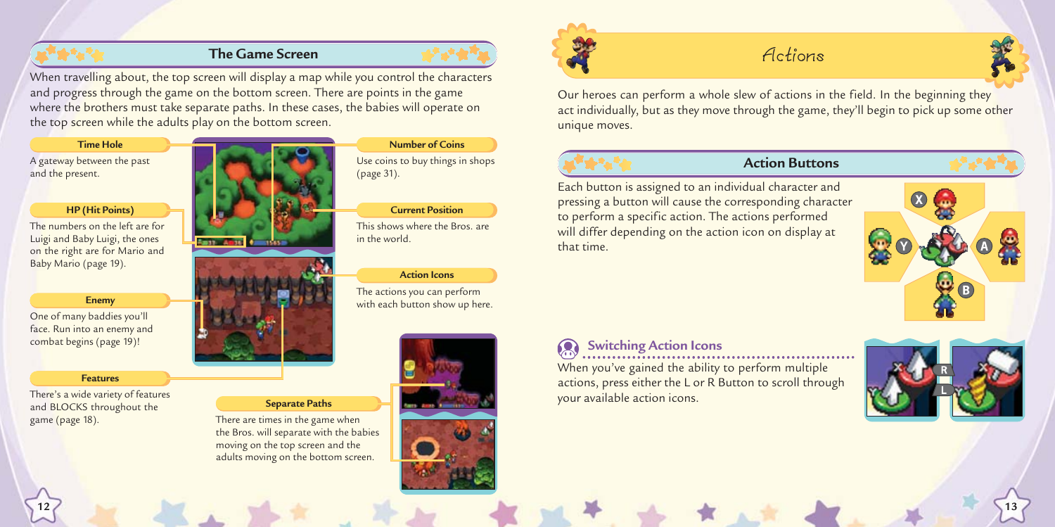## The Game Screen

When travelling about, the top screen will display a map while you control the characters and progress through the game on the bottom screen. There are points in the game where the brothers must take separate paths. In these cases, the babies will operate on the top screen while the adults play on the bottom screen.

### Time Hole

A gateway between the past and the present.

### HP (Hit Points)

The numbers on the left are for Luigi and Baby Luigi, the ones on the right are for Mario and Baby Mario (page 19).

### Enemy

One of many baddies you'll face. Run into an enemy and combat begins (page 19)!

### Features

There's a wide variety of features and BLOCKS throughout the game (page 18).

### Number of Coins

Use coins to buy things in shops (page 31).

### Current Position

This shows where the Bros. are in the world.

### Action Icons

The actions you can perform with each button show up here.

### Separate Paths

There are times in the game when the Bros. will separate with the babies moving on the top screen and the adults moving on the bottom screen.

# Actions

Our heroes can perform a whole slew of actions in the field. In the beginning they act individually, but as they move through the game, they'll begin to pick up some other unique moves.

## Action Buttons

Each button is assigned to an individual character and pressing a button will cause the corresponding character to perform a specific action. The actions performed will differ depending on the action icon on display at that time.

### Switching Action Icons

When you've gained the ability to perform multiple actions, press either the L or R Button to scroll through your available action icons.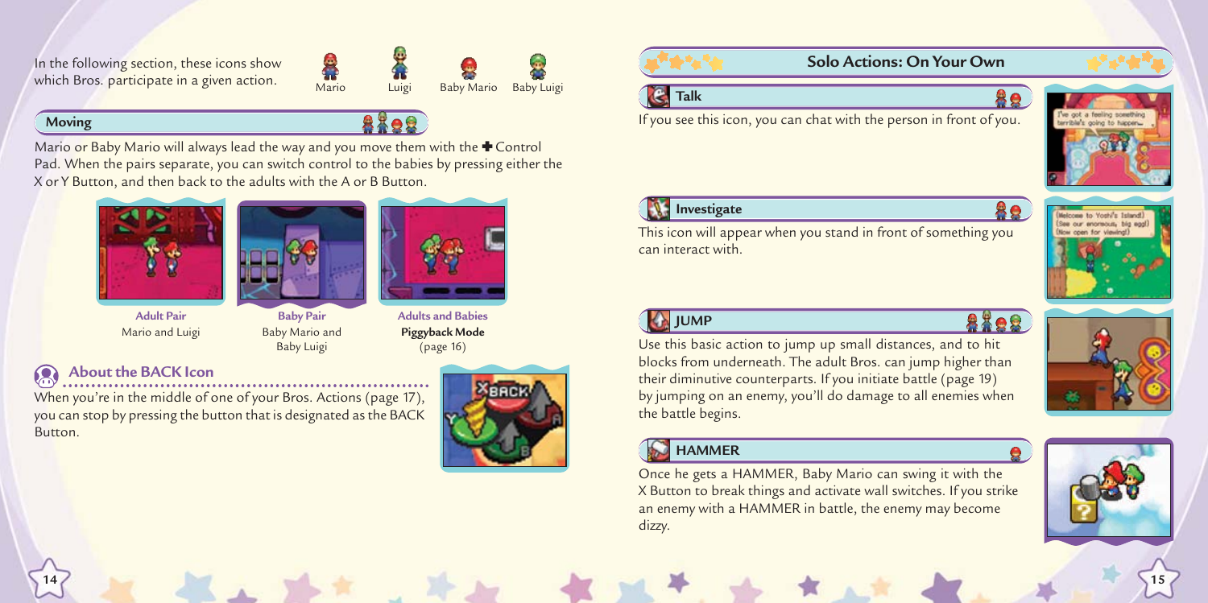In the following section, these icons show which Bros. participate in a given action.

Mario Luigi Baby Mario Baby Luigi

## Moving

Mario or Baby Mario will always lead the way and you move them with the ✚ Control Pad. When the pairs separate, you can switch control to the babies by pressing either the X or Y Button, and then back to the adults with the A or B Button.

**Adult Pair**
Mario and Luigi

**Baby Pair**
Baby Mario and Baby Luigi

**Adults and Babies**
**Piggyback Mode**
(page 16)

### About the BACK Icon

When you're in the middle of one of your Bros. Actions (page 17), you can stop by pressing the button that is designated as the BACK Button.

# Solo Actions: On Your Own

## Talk

If you see this icon, you can chat with the person in front of you.

## Investigate

This icon will appear when you stand in front of something you can interact with.

## JUMP

Use this basic action to jump up small distances, and to hit blocks from underneath. The adult Bros. can jump higher than their diminutive counterparts. If you initiate battle (page 19) by jumping on an enemy, you'll do damage to all enemies when the battle begins.

## HAMMER

Once he gets a HAMMER, Baby Mario can swing it with the X Button to break things and activate wall switches. If you strike an enemy with a HAMMER in battle, the enemy may become dizzy.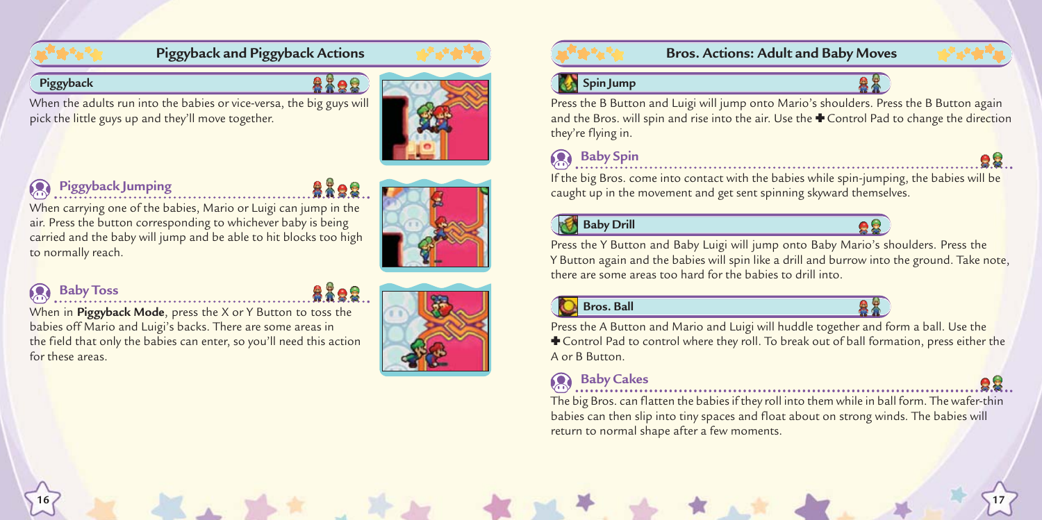## Piggyback and Piggyback Actions

### Piggyback

When the adults run into the babies or vice-versa, the big guys will pick the little guys up and they'll move together.

### Piggyback Jumping

When carrying one of the babies, Mario or Luigi can jump in the air. Press the button corresponding to whichever baby is being carried and the baby will jump and be able to hit blocks too high to normally reach.

### Baby Toss

When in **Piggyback Mode**, press the X or Y Button to toss the babies off Mario and Luigi's backs. There are some areas in the field that only the babies can enter, so you'll need this action for these areas.

## Bros. Actions: Adult and Baby Moves

### Spin Jump

Press the B Button and Luigi will jump onto Mario's shoulders. Press the B Button again and the Bros. will spin and rise into the air. Use the ✚ Control Pad to change the direction they're flying in.

### Baby Spin

If the big Bros. come into contact with the babies while spin-jumping, the babies will be caught up in the movement and get sent spinning skyward themselves.

### Baby Drill

Press the Y Button and Baby Luigi will jump onto Baby Mario's shoulders. Press the Y Button again and the babies will spin like a drill and burrow into the ground. Take note, there are some areas too hard for the babies to drill into.

### Bros. Ball

Press the A Button and Mario and Luigi will huddle together and form a ball. Use the ✚ Control Pad to control where they roll. To break out of ball formation, press either the A or B Button.

### Baby Cakes

The big Bros. can flatten the babies if they roll into them while in ball form. The wafer-thin babies can then slip into tiny spaces and float about on strong winds. The babies will return to normal shape after a few moments.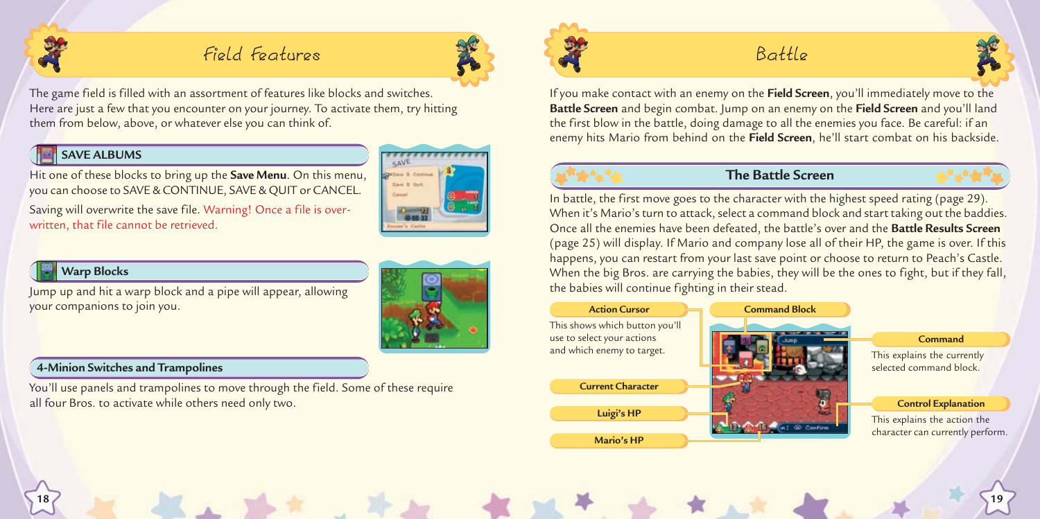# Field Features

The game field is filled with an assortment of features like blocks and switches. Here are just a few that you encounter on your journey. To activate them, try hitting them from below, above, or whatever else you can think of.

### SAVE ALBUMS

Hit one of these blocks to bring up the **Save Menu**. On this menu, you can choose to SAVE & CONTINUE, SAVE & QUIT or CANCEL.

Saving will overwrite the save file. Warning! Once a file is overwritten, that file cannot be retrieved.

### Warp Blocks

Jump up and hit a warp block and a pipe will appear, allowing your companions to join you.

### 4-Minion Switches and Trampolines

You'll use panels and trampolines to move through the field. Some of these require all four Bros. to activate while others need only two.

# Battle

If you make contact with an enemy on the **Field Screen**, you'll immediately move to the **Battle Screen** and begin combat. Jump on an enemy on the **Field Screen** and you'll land the first blow in the battle, doing damage to all the enemies you face. Be careful: if an enemy hits Mario from behind on the **Field Screen**, he'll start combat on his backside.

## The Battle Screen

In battle, the first move goes to the character with the highest speed rating (page 29). When it's Mario's turn to attack, select a command block and start taking out the baddies. Once all the enemies have been defeated, the battle's over and the **Battle Results Screen** (page 25) will display. If Mario and company lose all of their HP, the game is over. If this happens, you can restart from your last save point or choose to return to Peach's Castle. When the big Bros. are carrying the babies, they will be the ones to fight, but if they fall, the babies will continue fighting in their stead.

**Action Cursor**
This shows which button you'll use to select your actions and which enemy to target.

**Current Character**

**Luigi's HP**

**Mario's HP**

**Command Block**

**Command**
This explains the currently selected command block.

**Control Explanation**
This explains the action the character can currently perform.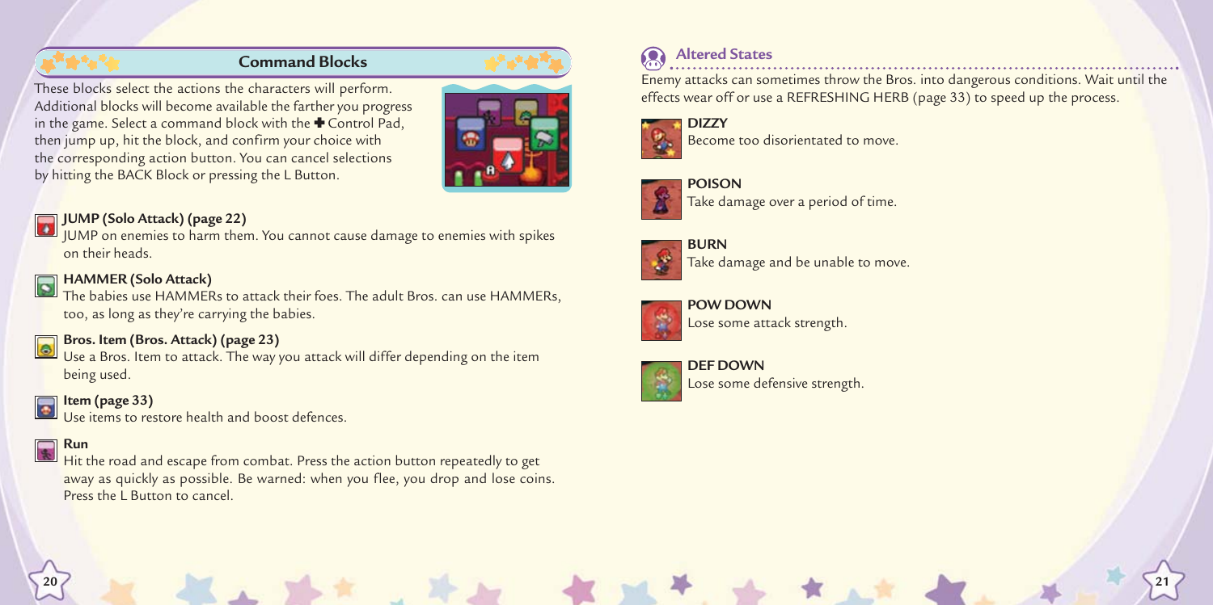## Command Blocks

These blocks select the actions the characters will perform. Additional blocks will become available the farther you progress in the game. Select a command block with the ✚ Control Pad, then jump up, hit the block, and confirm your choice with the corresponding action button. You can cancel selections by hitting the BACK Block or pressing the L Button.

**JUMP (Solo Attack) (page 22)**
JUMP on enemies to harm them. You cannot cause damage to enemies with spikes on their heads.

**HAMMER (Solo Attack)**
The babies use HAMMERs to attack their foes. The adult Bros. can use HAMMERs, too, as long as they're carrying the babies.

**Bros. Item (Bros. Attack) (page 23)**
Use a Bros. Item to attack. The way you attack will differ depending on the item being used.

**Item (page 33)**
Use items to restore health and boost defences.

**Run**
Hit the road and escape from combat. Press the action button repeatedly to get away as quickly as possible. Be warned: when you flee, you drop and lose coins. Press the L Button to cancel.

## Altered States

Enemy attacks can sometimes throw the Bros. into dangerous conditions. Wait until the effects wear off or use a REFRESHING HERB (page 33) to speed up the process.

**DIZZY**
Become too disorientated to move.

**POISON**
Take damage over a period of time.

**BURN**
Take damage and be unable to move.

**POW DOWN**
Lose some attack strength.

**DEF DOWN**
Lose some defensive strength.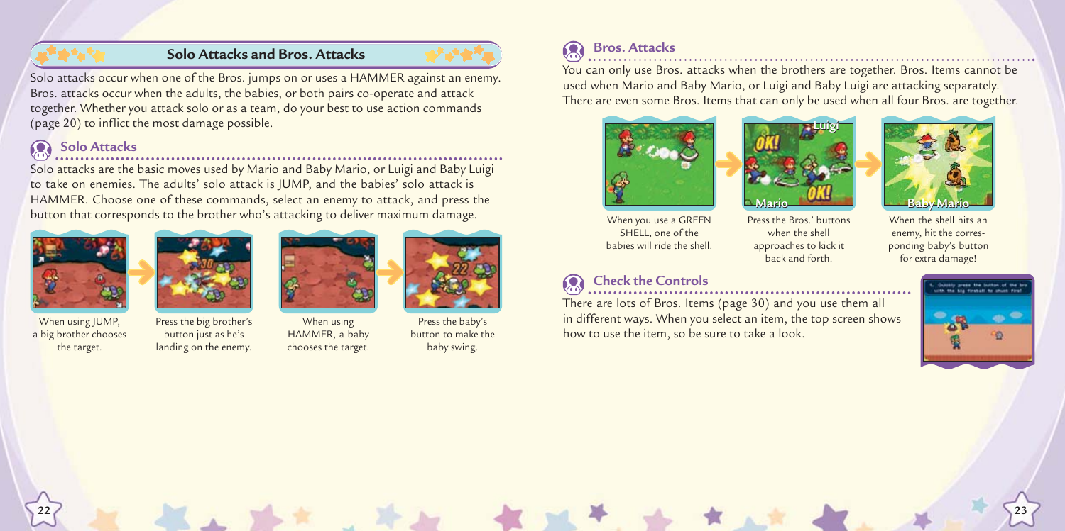## Solo Attacks and Bros. Attacks

Solo attacks occur when one of the Bros. jumps on or uses a HAMMER against an enemy. Bros. attacks occur when the adults, the babies, or both pairs co-operate and attack together. Whether you attack solo or as a team, do your best to use action commands (page 20) to inflict the most damage possible.

### Solo Attacks

Solo attacks are the basic moves used by Mario and Baby Mario, or Luigi and Baby Luigi to take on enemies. The adults' solo attack is JUMP, and the babies' solo attack is HAMMER. Choose one of these commands, select an enemy to attack, and press the button that corresponds to the brother who's attacking to deliver maximum damage.

When using JUMP, a big brother chooses the target.

Press the big brother's button just as he's landing on the enemy.

When using HAMMER, a baby chooses the target.

Press the baby's button to make the baby swing.

### Bros. Attacks

You can only use Bros. attacks when the brothers are together. Bros. Items cannot be used when Mario and Baby Mario, or Luigi and Baby Luigi are attacking separately. There are even some Bros. Items that can only be used when all four Bros. are together.

When you use a GREEN SHELL, one of the babies will ride the shell.

Press the Bros.' buttons when the shell approaches to kick it back and forth.

When the shell hits an enemy, hit the corresponding baby's button for extra damage!

### Check the Controls

There are lots of Bros. Items (page 30) and you use them all in different ways. When you select an item, the top screen shows how to use the item, so be sure to take a look.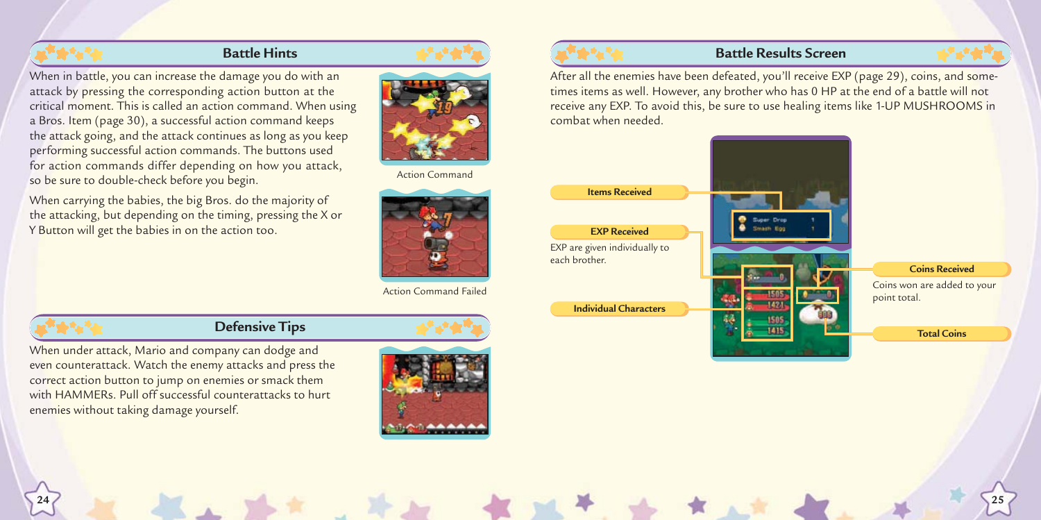## Battle Hints

When in battle, you can increase the damage you do with an attack by pressing the corresponding action button at the critical moment. This is called an action command. When using a Bros. Item (page 30), a successful action command keeps the attack going, and the attack continues as long as you keep performing successful action commands. The buttons used for action commands differ depending on how you attack, so be sure to double-check before you begin.

When carrying the babies, the big Bros. do the majority of the attacking, but depending on the timing, pressing the X or Y Button will get the babies in on the action too.

Action Command

Action Command Failed

## Defensive Tips

When under attack, Mario and company can dodge and even counterattack. Watch the enemy attacks and press the correct action button to jump on enemies or smack them with HAMMERs. Pull off successful counterattacks to hurt enemies without taking damage yourself.

## Battle Results Screen

After all the enemies have been defeated, you'll receive EXP (page 29), coins, and sometimes items as well. However, any brother who has 0 HP at the end of a battle will not receive any EXP. To avoid this, be sure to use healing items like 1-UP MUSHROOMS in combat when needed.

**Items Received**

**EXP Received**

EXP are given individually to each brother.

**Individual Characters**

**Coins Received**

Coins won are added to your point total.

**Total Coins**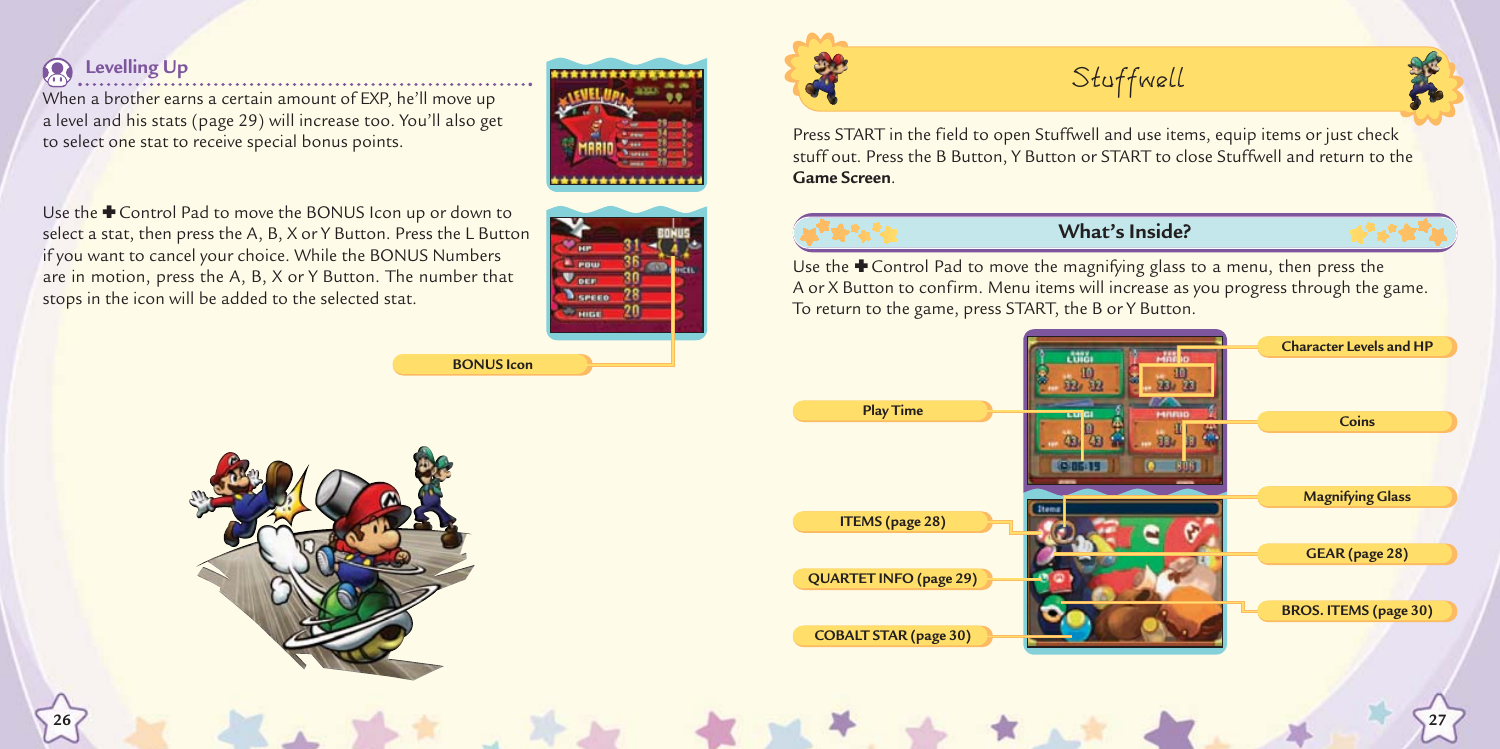## Levelling Up

When a brother earns a certain amount of EXP, he'll move up a level and his stats (page 29) will increase too. You'll also get to select one stat to receive special bonus points.

Use the ✚ Control Pad to move the BONUS Icon up or down to select a stat, then press the A, B, X or Y Button. Press the L Button if you want to cancel your choice. While the BONUS Numbers are in motion, press the A, B, X or Y Button. The number that stops in the icon will be added to the selected stat.

BONUS Icon

# Stuffwell

Press START in the field to open Stuffwell and use items, equip items or just check stuff out. Press the B Button, Y Button or START to close Stuffwell and return to the **Game Screen**.

## What's Inside?

Use the ✚ Control Pad to move the magnifying glass to a menu, then press the A or X Button to confirm. Menu items will increase as you progress through the game. To return to the game, press START, the B or Y Button.

- Character Levels and HP
- Play Time
- Coins
- Magnifying Glass
- ITEMS (page 28)
- GEAR (page 28)
- QUARTET INFO (page 29)
- BROS. ITEMS (page 30)
- COBALT STAR (page 30)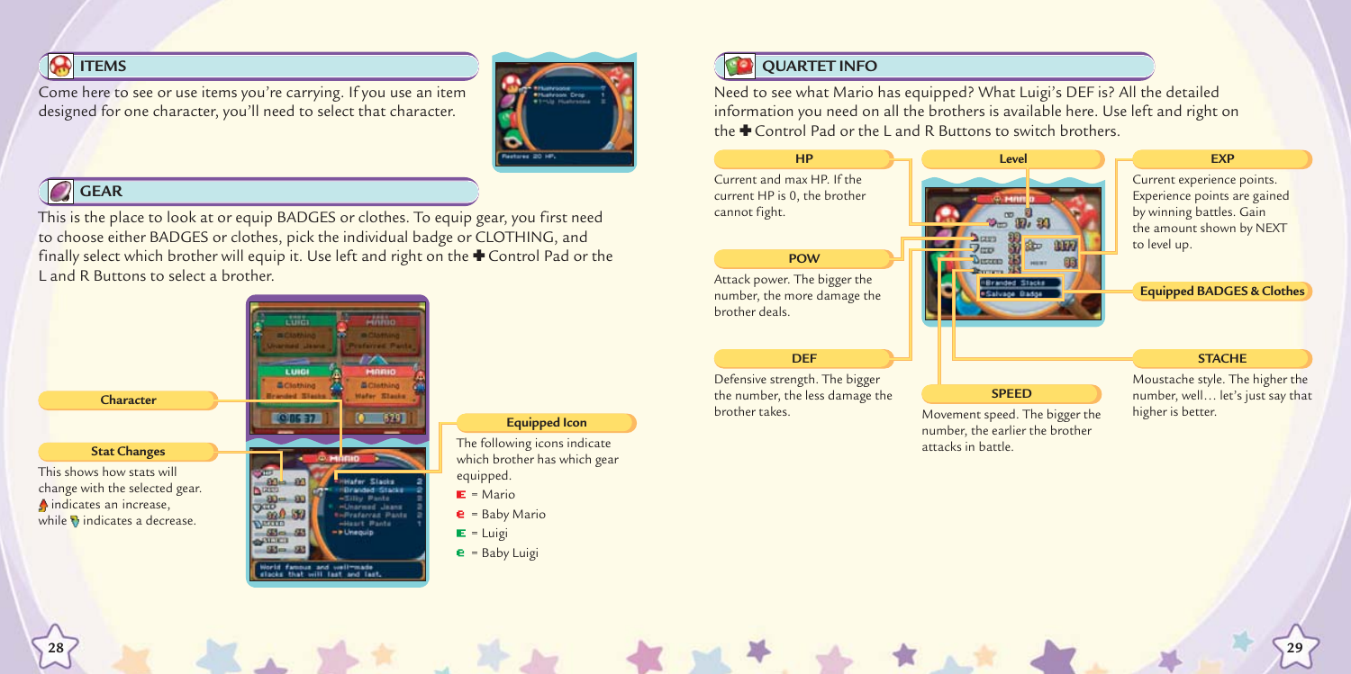## ITEMS

Come here to see or use items you're carrying. If you use an item designed for one character, you'll need to select that character.

## GEAR

This is the place to look at or equip BADGES or clothes. To equip gear, you first need to choose either BADGES or clothes, pick the individual badge or CLOTHING, and finally select which brother will equip it. Use left and right on the ✚ Control Pad or the L and R Buttons to select a brother.

**Character**

**Stat Changes**

This shows how stats will change with the selected gear. ▲ indicates an increase, while ▼ indicates a decrease.

**Equipped Icon**

The following icons indicate which brother has which gear equipped.

- **M** = Mario
- **m** = Baby Mario
- **L** = Luigi
- **l** = Baby Luigi

## QUARTET INFO

Need to see what Mario has equipped? What Luigi's DEF is? All the detailed information you need on all the brothers is available here. Use left and right on the ✚ Control Pad or the L and R Buttons to switch brothers.

**HP**

Current and max HP. If the current HP is 0, the brother cannot fight.

**Level**

**EXP**

Current experience points. Experience points are gained by winning battles. Gain the amount shown by NEXT to level up.

**POW**

Attack power. The bigger the number, the more damage the brother deals.

**Equipped BADGES & Clothes**

**DEF**

Defensive strength. The bigger the number, the less damage the brother takes.

**SPEED**

Movement speed. The bigger the number, the earlier the brother attacks in battle.

**STACHE**

Moustache style. The higher the number, well… let's just say that higher is better.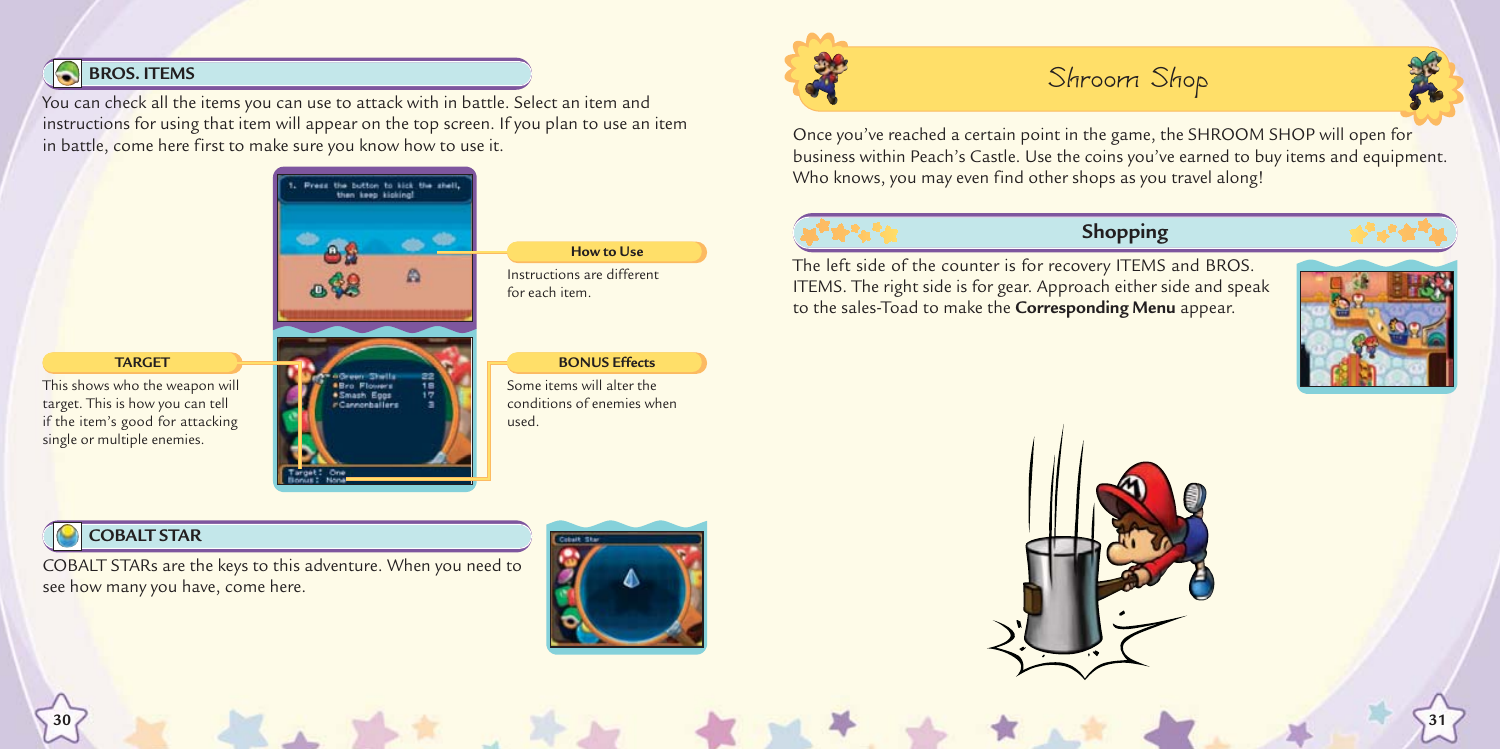## BROS. ITEMS

You can check all the items you can use to attack with in battle. Select an item and instructions for using that item will appear on the top screen. If you plan to use an item in battle, come here first to make sure you know how to use it.

**How to Use**

Instructions are different for each item.

**TARGET**

This shows who the weapon will target. This is how you can tell if the item's good for attacking single or multiple enemies.

**BONUS Effects**

Some items will alter the conditions of enemies when used.

## COBALT STAR

COBALT STARs are the keys to this adventure. When you need to see how many you have, come here.

# Shroom Shop

Once you've reached a certain point in the game, the SHROOM SHOP will open for business within Peach's Castle. Use the coins you've earned to buy items and equipment. Who knows, you may even find other shops as you travel along!

## Shopping

The left side of the counter is for recovery ITEMS and BROS. ITEMS. The right side is for gear. Approach either side and speak to the sales-Toad to make the **Corresponding Menu** appear.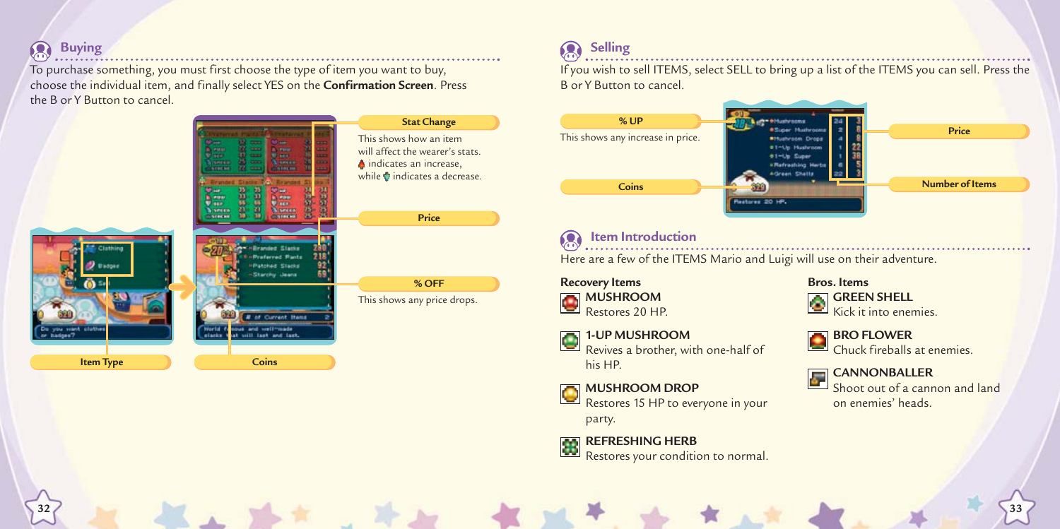## Buying

To purchase something, you must first choose the type of item you want to buy, choose the individual item, and finally select YES on the **Confirmation Screen**. Press the B or Y Button to cancel.

**Stat Change**

This shows how an item will affect the wearer's stats. ▲ indicates an increase, while ▼ indicates a decrease.

**Price**

**% OFF**

This shows any price drops.

**Item Type**

**Coins**

## Selling

If you wish to sell ITEMS, select SELL to bring up a list of the ITEMS you can sell. Press the B or Y Button to cancel.

**% UP**

This shows any increase in price.

**Coins**

**Price**

**Number of Items**

## Item Introduction

Here are a few of the ITEMS Mario and Luigi will use on their adventure.

### Recovery Items

**MUSHROOM**
Restores 20 HP.

**1-UP MUSHROOM**
Revives a brother, with one-half of his HP.

**MUSHROOM DROP**
Restores 15 HP to everyone in your party.

**REFRESHING HERB**
Restores your condition to normal.

### Bros. Items

**GREEN SHELL**
Kick it into enemies.

**BRO FLOWER**
Chuck fireballs at enemies.

**CANNONBALLER**
Shoot out of a cannon and land on enemies' heads.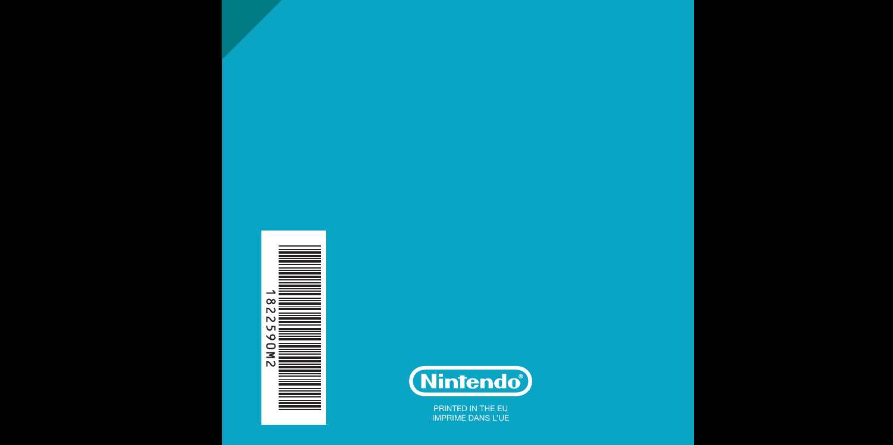18225902

Nintendo®

PRINTED IN THE EU
IMPRIME DANS L'UE